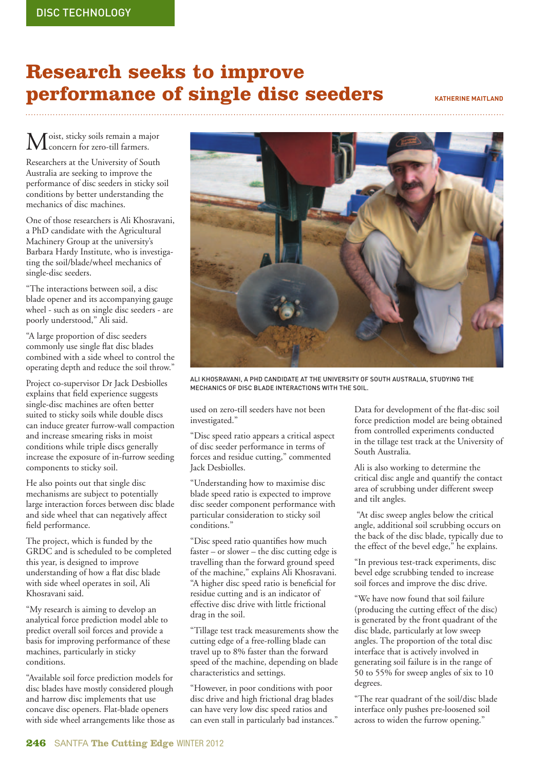DISC TECHNOLOGY

# Research seeks to improve performance of single disc seeders

**KATHERINE MAITLAND**

Moist, sticky soils remain a major concern for zero-till farmers.

Researchers at the University of South Australia are seeking to improve the performance of disc seeders in sticky soil conditions by better understanding the mechanics of disc machines.

One of those researchers is Ali Khosravani, a PhD candidate with the Agricultural Machinery Group at the university's Barbara Hardy Institute, who is investigating the soil/blade/wheel mechanics of single-disc seeders.

"The interactions between soil, a disc blade opener and its accompanying gauge wheel - such as on single disc seeders - are poorly understood," Ali said.

"A large proportion of disc seeders commonly use single flat disc blades combined with a side wheel to control the operating depth and reduce the soil throw."

Project co-supervisor Dr Jack Desbiolles explains that field experience suggests single-disc machines are often better suited to sticky soils while double discs can induce greater furrow-wall compaction and increase smearing risks in moist conditions while triple discs generally increase the exposure of in-furrow seeding components to sticky soil.

He also points out that single disc mechanisms are subject to potentially large interaction forces between disc blade and side wheel that can negatively affect field performance.

The project, which is funded by the GRDC and is scheduled to be completed this year, is designed to improve understanding of how a flat disc blade with side wheel operates in soil, Ali Khosravani said.

"My research is aiming to develop an analytical force prediction model able to predict overall soil forces and provide a basis for improving performance of these machines, particularly in sticky conditions.

"Available soil force prediction models for disc blades have mostly considered plough and harrow disc implements that use concave disc openers. Flat-blade openers with side wheel arrangements like those as used on zero-till seeders have not been investigated."

ALI KHOSRAVANI, A PHD CANDIDATE AT THE UNIVERSITY OF SOUTH AUSTRALIA, STUDYING THE MECHANICS OF DISC BLADE INTERACTIONS WITH THE SOIL.

"Disc speed ratio appears a critical aspect of disc seeder performance in terms of forces and residue cutting," commented Jack Desbiolles.

"Understanding how to maximise disc blade speed ratio is expected to improve disc seeder component performance with particular consideration to sticky soil conditions."

"Disc speed ratio quantifies how much faster – or slower – the disc cutting edge is travelling than the forward ground speed of the machine," explains Ali Khosravani. "A higher disc speed ratio is beneficial for residue cutting and is an indicator of effective disc drive with little frictional drag in the soil.

"Tillage test track measurements show the cutting edge of a free-rolling blade can travel up to 8% faster than the forward speed of the machine, depending on blade characteristics and settings.

"However, in poor conditions with poor disc drive and high frictional drag blades can have very low disc speed ratios and can even stall in particularly bad instances."

Data for development of the flat-disc soil force prediction model are being obtained from controlled experiments conducted in the tillage test track at the University of South Australia.

Ali is also working to determine the critical disc angle and quantify the contact area of scrubbing under different sweep and tilt angles.

"At disc sweep angles below the critical angle, additional soil scrubbing occurs on the back of the disc blade, typically due to the effect of the bevel edge," he explains.

"In previous test-track experiments, disc bevel edge scrubbing tended to increase soil forces and improve the disc drive.

"We have now found that soil failure (producing the cutting effect of the disc) is generated by the front quadrant of the disc blade, particularly at low sweep angles. The proportion of the total disc interface that is actively involved in generating soil failure is in the range of 50 to 55% for sweep angles of six to 10 degrees.

"The rear quadrant of the soil/disc blade interface only pushes pre-loosened soil across to widen the furrow opening."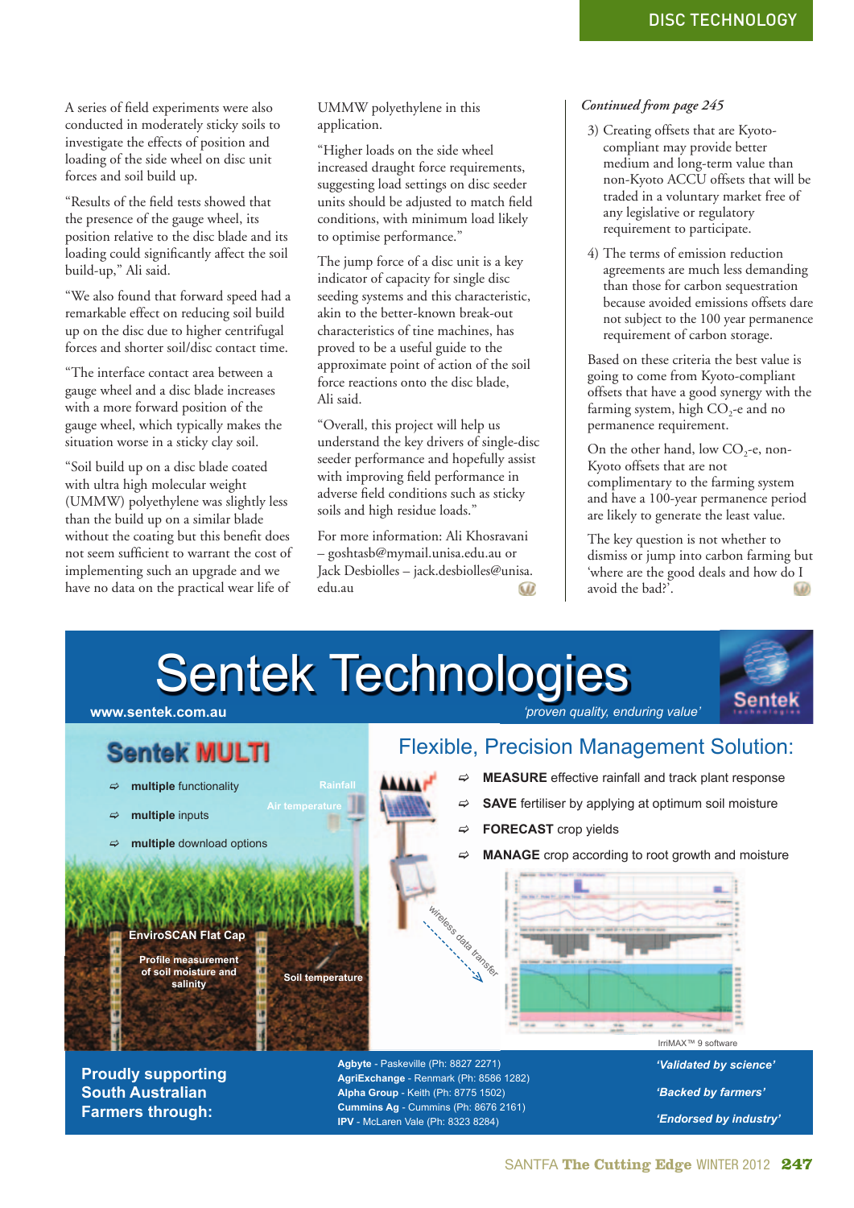A series of field experiments were also conducted in moderately sticky soils to investigate the effects of position and loading of the side wheel on disc unit forces and soil build up.

"Results of the field tests showed that the presence of the gauge wheel, its position relative to the disc blade and its loading could significantly affect the soil build-up," Ali said.

"We also found that forward speed had a remarkable effect on reducing soil build up on the disc due to higher centrifugal forces and shorter soil/disc contact time.

"The interface contact area between a gauge wheel and a disc blade increases with a more forward position of the gauge wheel, which typically makes the situation worse in a sticky clay soil.

"Soil build up on a disc blade coated with ultra high molecular weight (UMMW) polyethylene was slightly less than the build up on a similar blade without the coating but this benefit does not seem sufficient to warrant the cost of implementing such an upgrade and we have no data on the practical wear life of UMMW polyethylene in this application.

"Higher loads on the side wheel increased draught force requirements, suggesting load settings on disc seeder units should be adjusted to match field conditions, with minimum load likely to optimise performance."

The jump force of a disc unit is a key indicator of capacity for single disc seeding systems and this characteristic, akin to the better-known break-out characteristics of tine machines, has proved to be a useful guide to the approximate point of action of the soil force reactions onto the disc blade, Ali said.

"Overall, this project will help us understand the key drivers of single-disc seeder performance and hopefully assist with improving field performance in adverse field conditions such as sticky soils and high residue loads."

For more information: Ali Khosravani – goshtasb@mymail.unisa.edu.au or Jack Desbiolles – jack.desbiolles@unisa.edu.au

*Continued from page 245*

3) Creating offsets that are Kyoto-compliant may provide better medium and long-term value than non-Kyoto ACCU offsets that will be traded in a voluntary market free of any legislative or regulatory requirement to participate.

4) The terms of emission reduction agreements are much less demanding than those for carbon sequestration because avoided emissions offsets dare not subject to the 100 year permanence requirement of carbon storage.

Based on these criteria the best value is going to come from Kyoto-compliant offsets that have a good synergy with the farming system, high $CO_2$-e and no permanence requirement.

On the other hand, low $CO_2$-e, non-Kyoto offsets that are not complimentary to the farming system and have a 100-year permanence period are likely to generate the least value.

The key question is not whether to dismiss or jump into carbon farming but 'where are the good deals and how do I avoid the bad?'.

# Sentek Technologies

www.sentek.com.au

*'proven quality, enduring value'*

## Sentek MULTI

- **multiple** functionality
- **multiple** inputs
- **multiple** download options

Rainfall

Air temperature

EnviroSCAN Flat Cap

Profile measurement of soil moisture and salinity

Soil temperature

wireless data transfer

## Flexible, Precision Management Solution:

- **MEASURE** effective rainfall and track plant response
- **SAVE** fertiliser by applying at optimum soil moisture
- **FORECAST** crop yields
- **MANAGE** crop according to root growth and moisture

IrriMAX™ 9 software

**Proudly supporting South Australian Farmers through:**

**Agbyte** - Paskeville (Ph: 8827 2271)
**AgriExchange** - Renmark (Ph: 8586 1282)
**Alpha Group** - Keith (Ph: 8775 1502)
**Cummins Ag** - Cummins (Ph: 8676 2161)
**IPV** - McLaren Vale (Ph: 8323 8284)

*'Validated by science'*
*'Backed by farmers'*
*'Endorsed by industry'*